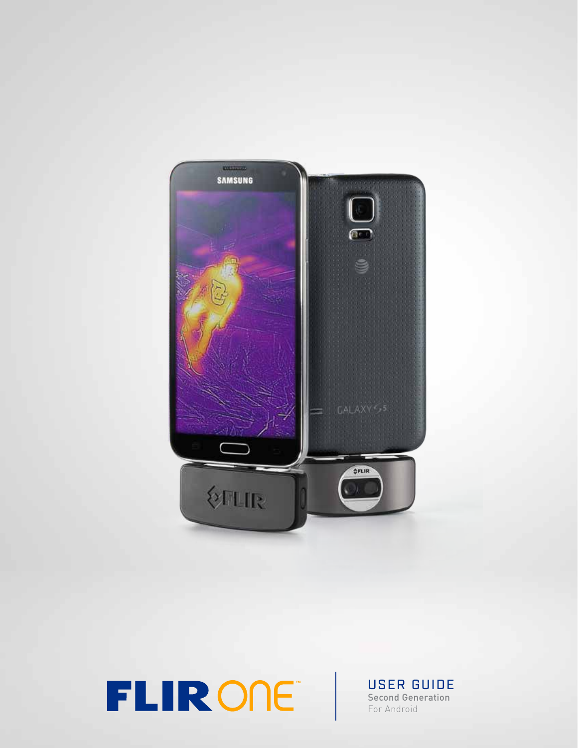# FLIR ONE™

## USER GUIDE

Second Generation

For Android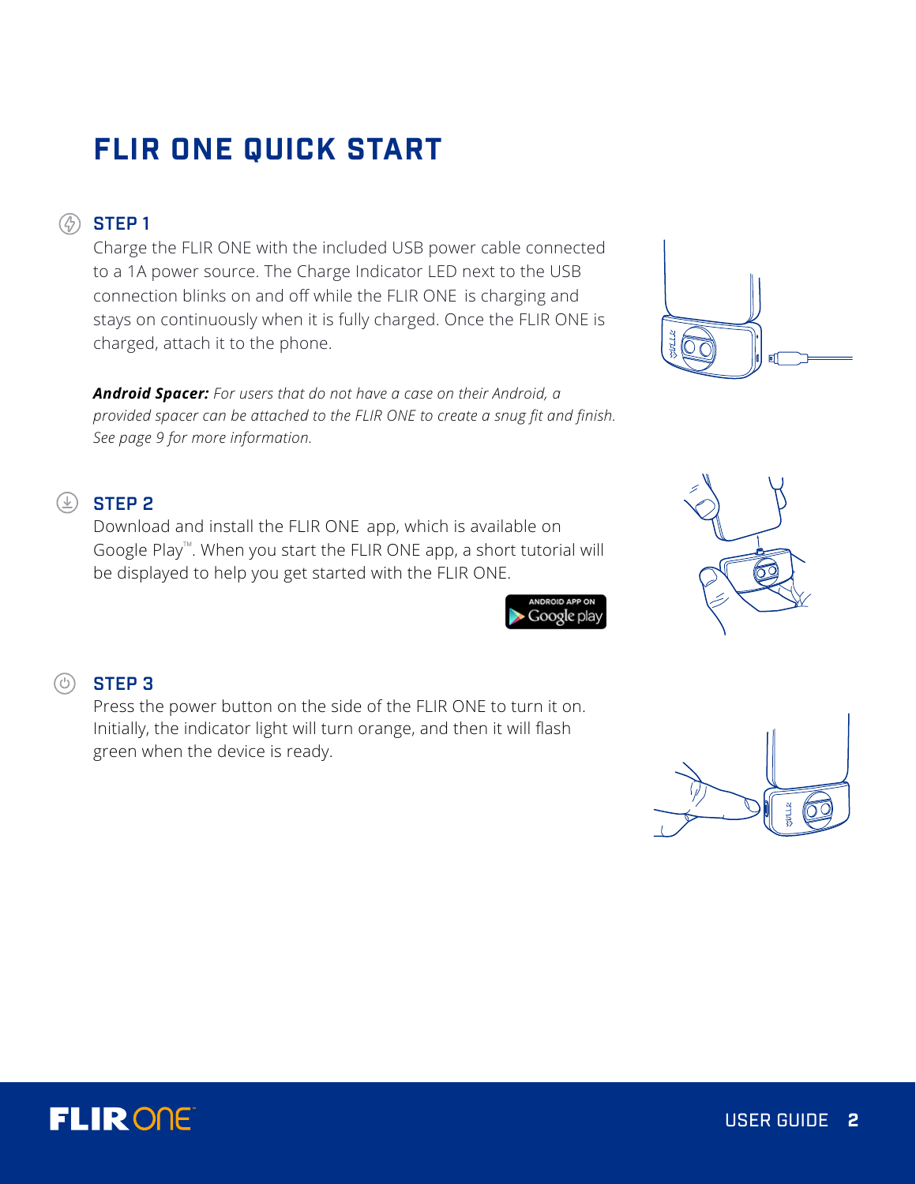# FLIR ONE QUICK START

## STEP 1

Charge the FLIR ONE with the included USB power cable connected to a 1A power source. The Charge Indicator LED next to the USB connection blinks on and off while the FLIR ONE is charging and stays on continuously when it is fully charged. Once the FLIR ONE is charged, attach it to the phone.

***Android Spacer:*** *For users that do not have a case on their Android, a provided spacer can be attached to the FLIR ONE to create a snug fit and finish. See page 9 for more information.*

## STEP 2

Download and install the FLIR ONE app, which is available on Google Play™. When you start the FLIR ONE app, a short tutorial will be displayed to help you get started with the FLIR ONE.

ANDROID APP ON Google play

## STEP 3

Press the power button on the side of the FLIR ONE to turn it on. Initially, the indicator light will turn orange, and then it will flash green when the device is ready.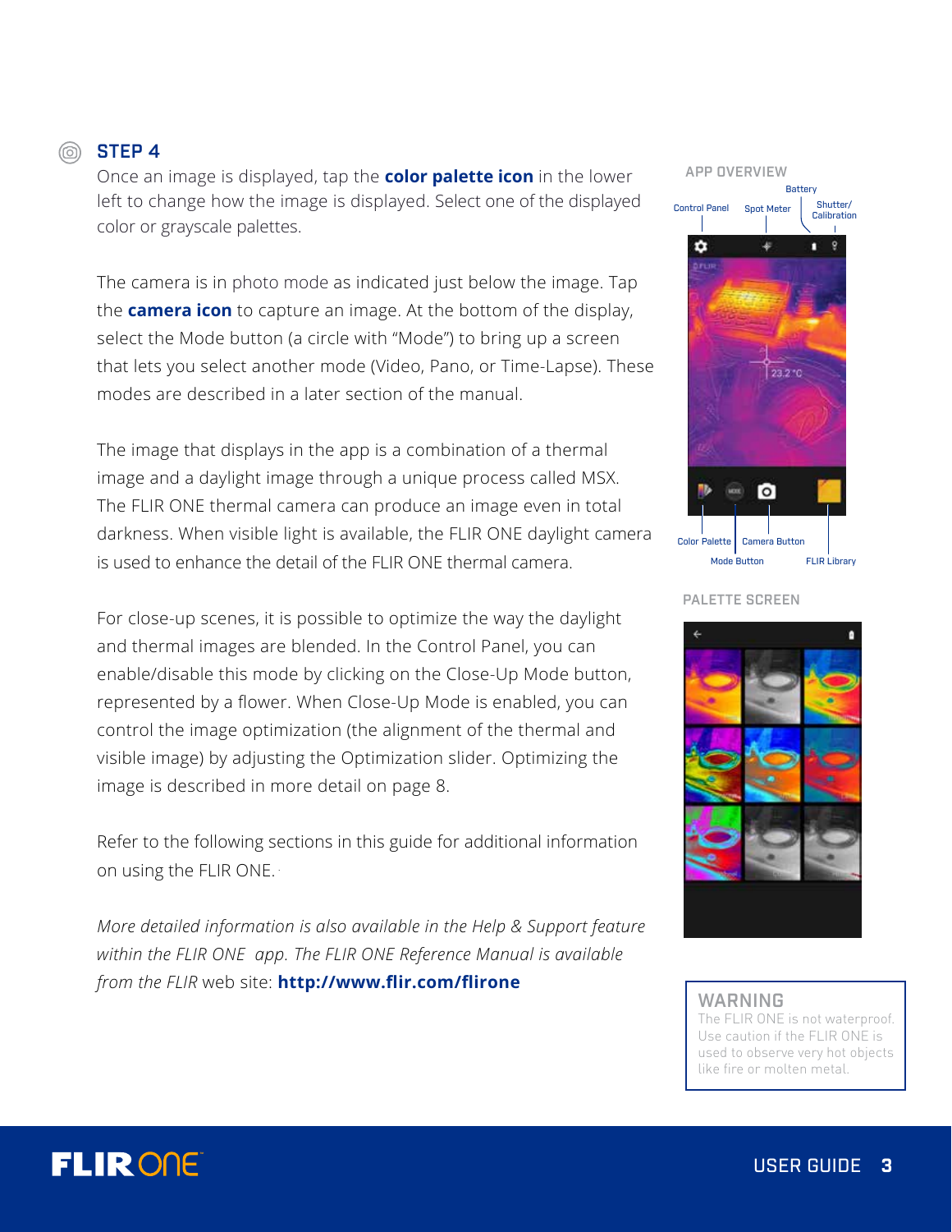## STEP 4

Once an image is displayed, tap the **color palette icon** in the lower left to change how the image is displayed. Select one of the displayed color or grayscale palettes.

The camera is in photo mode as indicated just below the image. Tap the **camera icon** to capture an image. At the bottom of the display, select the Mode button (a circle with “Mode”) to bring up a screen that lets you select another mode (Video, Pano, or Time-Lapse). These modes are described in a later section of the manual.

The image that displays in the app is a combination of a thermal image and a daylight image through a unique process called MSX. The FLIR ONE thermal camera can produce an image even in total darkness. When visible light is available, the FLIR ONE daylight camera is used to enhance the detail of the FLIR ONE thermal camera.

For close-up scenes, it is possible to optimize the way the daylight and thermal images are blended. In the Control Panel, you can enable/disable this mode by clicking on the Close-Up Mode button, represented by a flower. When Close-Up Mode is enabled, you can control the image optimization (the alignment of the thermal and visible image) by adjusting the Optimization slider. Optimizing the image is described in more detail on page 8.

Refer to the following sections in this guide for additional information on using the FLIR ONE.

*More detailed information is also available in the Help & Support feature within the FLIR ONE app. The FLIR ONE Reference Manual is available from the FLIR* web site: **http://www.flir.com/flirone**

APP OVERVIEW

Control Panel, Spot Meter, Battery, Shutter/Calibration, Color Palette, Mode Button, Camera Button, FLIR Library

PALETTE SCREEN

**WARNING**

The FLIR ONE is not waterproof. Use caution if the FLIR ONE is used to observe very hot objects like fire or molten metal.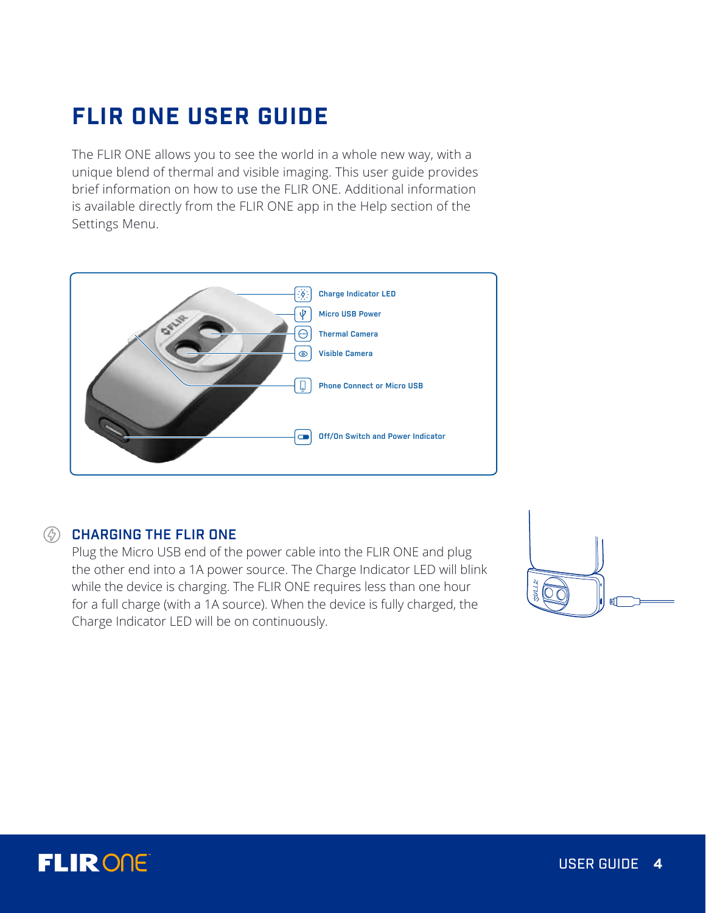# FLIR ONE USER GUIDE

The FLIR ONE allows you to see the world in a whole new way, with a unique blend of thermal and visible imaging. This user guide provides brief information on how to use the FLIR ONE. Additional information is available directly from the FLIR ONE app in the Help section of the Settings Menu.

- Charge Indicator LED
- Micro USB Power
- Thermal Camera
- Visible Camera
- Phone Connect or Micro USB
- Off/On Switch and Power Indicator

## CHARGING THE FLIR ONE

Plug the Micro USB end of the power cable into the FLIR ONE and plug the other end into a 1A power source. The Charge Indicator LED will blink while the device is charging. The FLIR ONE requires less than one hour for a full charge (with a 1A source). When the device is fully charged, the Charge Indicator LED will be on continuously.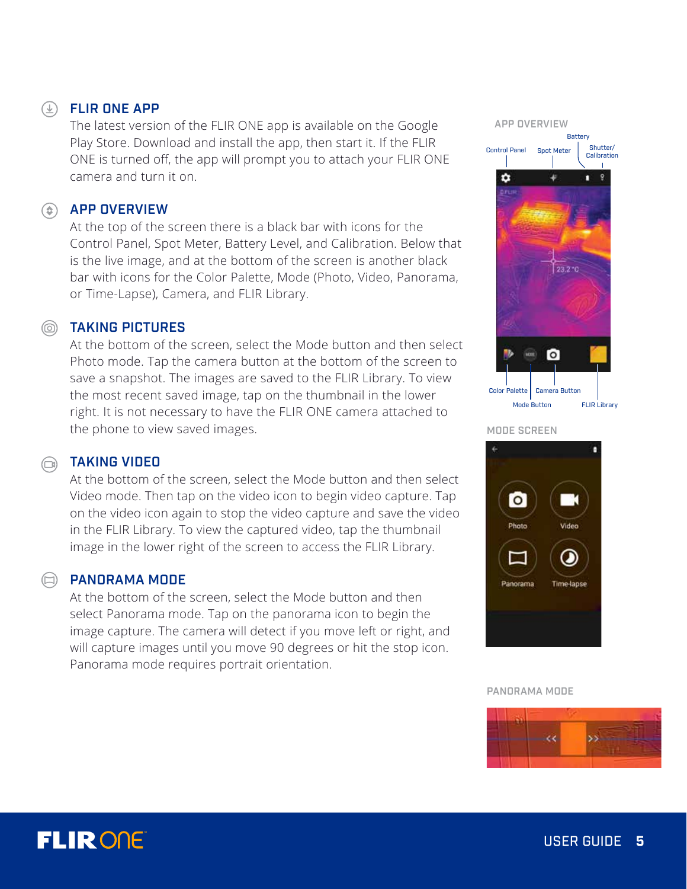## FLIR ONE APP

The latest version of the FLIR ONE app is available on the Google Play Store. Download and install the app, then start it. If the FLIR ONE is turned off, the app will prompt you to attach your FLIR ONE camera and turn it on.

## APP OVERVIEW

At the top of the screen there is a black bar with icons for the Control Panel, Spot Meter, Battery Level, and Calibration. Below that is the live image, and at the bottom of the screen is another black bar with icons for the Color Palette, Mode (Photo, Video, Panorama, or Time-Lapse), Camera, and FLIR Library.

## TAKING PICTURES

At the bottom of the screen, select the Mode button and then select Photo mode. Tap the camera button at the bottom of the screen to save a snapshot. The images are saved to the FLIR Library. To view the most recent saved image, tap on the thumbnail in the lower right. It is not necessary to have the FLIR ONE camera attached to the phone to view saved images.

## TAKING VIDEO

At the bottom of the screen, select the Mode button and then select Video mode. Then tap on the video icon to begin video capture. Tap on the video icon again to stop the video capture and save the video in the FLIR Library. To view the captured video, tap the thumbnail image in the lower right of the screen to access the FLIR Library.

## PANORAMA MODE

At the bottom of the screen, select the Mode button and then select Panorama mode. Tap on the panorama icon to begin the image capture. The camera will detect if you move left or right, and will capture images until you move 90 degrees or hit the stop icon. Panorama mode requires portrait orientation.

APP OVERVIEW

Control Panel · Spot Meter · Battery · Shutter/Calibration · Color Palette · Mode Button · Camera Button · FLIR Library

MODE SCREEN

Photo · Video · Panorama · Time-lapse

PANORAMA MODE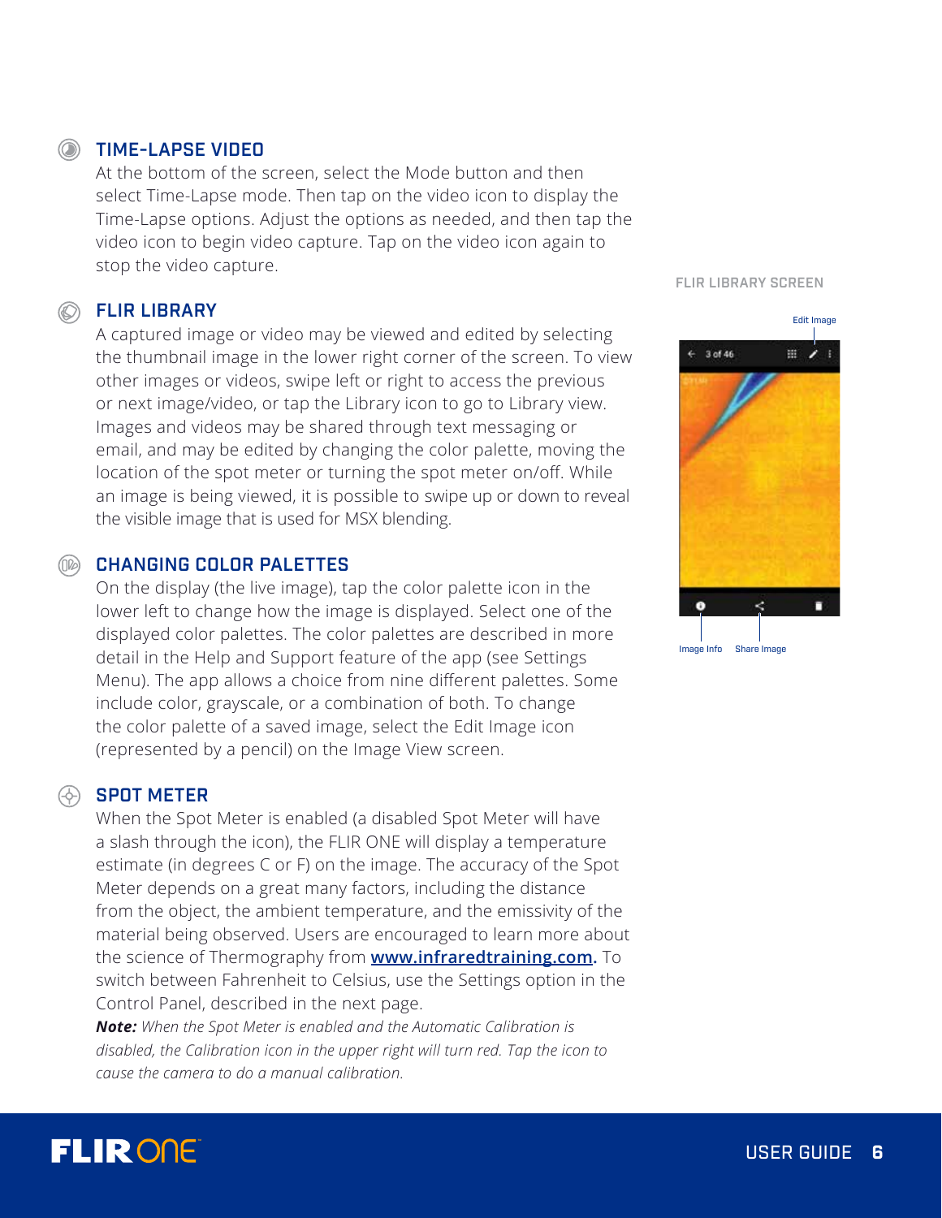## TIME-LAPSE VIDEO

At the bottom of the screen, select the Mode button and then select Time-Lapse mode. Then tap on the video icon to display the Time-Lapse options. Adjust the options as needed, and then tap the video icon to begin video capture. Tap on the video icon again to stop the video capture.

## FLIR LIBRARY

A captured image or video may be viewed and edited by selecting the thumbnail image in the lower right corner of the screen. To view other images or videos, swipe left or right to access the previous or next image/video, or tap the Library icon to go to Library view. Images and videos may be shared through text messaging or email, and may be edited by changing the color palette, moving the location of the spot meter or turning the spot meter on/off. While an image is being viewed, it is possible to swipe up or down to reveal the visible image that is used for MSX blending.

FLIR LIBRARY SCREEN

Edit Image

Image Info

Share Image

## CHANGING COLOR PALETTES

On the display (the live image), tap the color palette icon in the lower left to change how the image is displayed. Select one of the displayed color palettes. The color palettes are described in more detail in the Help and Support feature of the app (see Settings Menu). The app allows a choice from nine different palettes. Some include color, grayscale, or a combination of both. To change the color palette of a saved image, select the Edit Image icon (represented by a pencil) on the Image View screen.

## SPOT METER

When the Spot Meter is enabled (a disabled Spot Meter will have a slash through the icon), the FLIR ONE will display a temperature estimate (in degrees C or F) on the image. The accuracy of the Spot Meter depends on a great many factors, including the distance from the object, the ambient temperature, and the emissivity of the material being observed. Users are encouraged to learn more about the science of Thermography from www.infraredtraining.com. To switch between Fahrenheit to Celsius, use the Settings option in the Control Panel, described in the next page.

***Note:*** *When the Spot Meter is enabled and the Automatic Calibration is disabled, the Calibration icon in the upper right will turn red. Tap the icon to cause the camera to do a manual calibration.*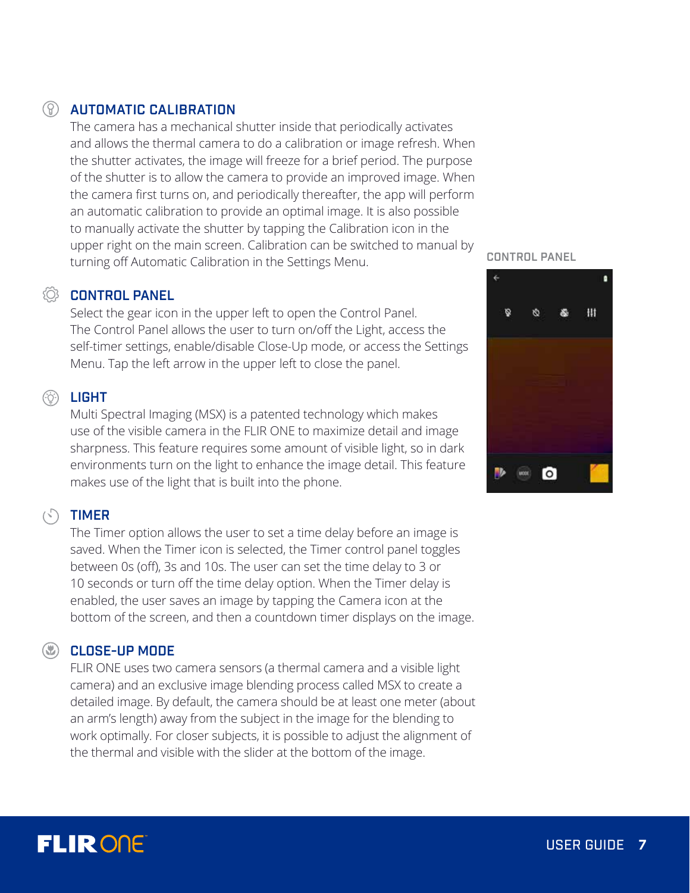## AUTOMATIC CALIBRATION

The camera has a mechanical shutter inside that periodically activates and allows the thermal camera to do a calibration or image refresh. When the shutter activates, the image will freeze for a brief period. The purpose of the shutter is to allow the camera to provide an improved image. When the camera first turns on, and periodically thereafter, the app will perform an automatic calibration to provide an optimal image. It is also possible to manually activate the shutter by tapping the Calibration icon in the upper right on the main screen. Calibration can be switched to manual by turning off Automatic Calibration in the Settings Menu.

## CONTROL PANEL

Select the gear icon in the upper left to open the Control Panel. The Control Panel allows the user to turn on/off the Light, access the self-timer settings, enable/disable Close-Up mode, or access the Settings Menu. Tap the left arrow in the upper left to close the panel.

CONTROL PANEL

## LIGHT

Multi Spectral Imaging (MSX) is a patented technology which makes use of the visible camera in the FLIR ONE to maximize detail and image sharpness. This feature requires some amount of visible light, so in dark environments turn on the light to enhance the image detail. This feature makes use of the light that is built into the phone.

## TIMER

The Timer option allows the user to set a time delay before an image is saved. When the Timer icon is selected, the Timer control panel toggles between 0s (off), 3s and 10s. The user can set the time delay to 3 or 10 seconds or turn off the time delay option. When the Timer delay is enabled, the user saves an image by tapping the Camera icon at the bottom of the screen, and then a countdown timer displays on the image.

## CLOSE-UP MODE

FLIR ONE uses two camera sensors (a thermal camera and a visible light camera) and an exclusive image blending process called MSX to create a detailed image. By default, the camera should be at least one meter (about an arm's length) away from the subject in the image for the blending to work optimally. For closer subjects, it is possible to adjust the alignment of the thermal and visible with the slider at the bottom of the image.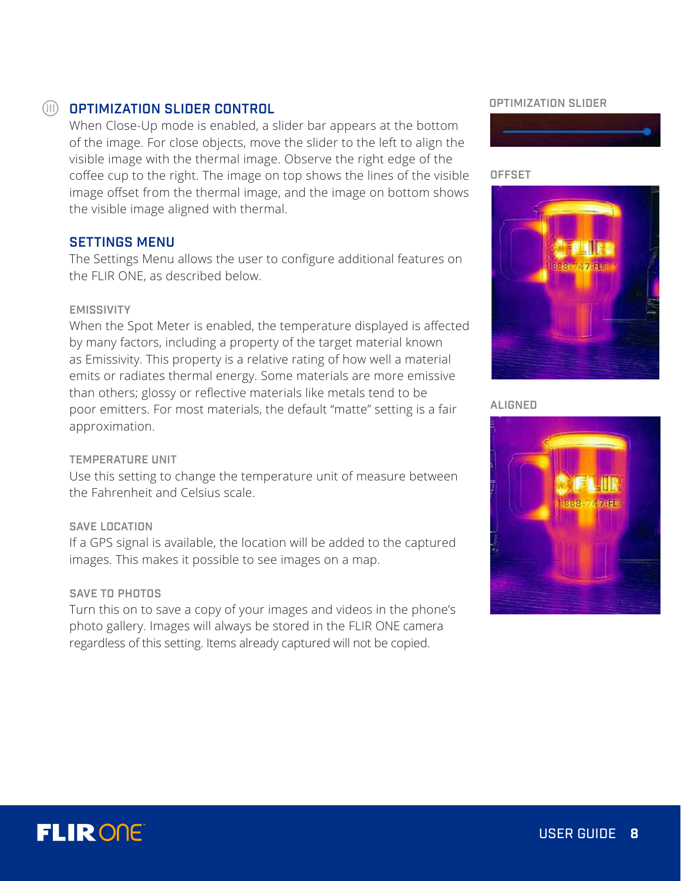## OPTIMIZATION SLIDER CONTROL

When Close-Up mode is enabled, a slider bar appears at the bottom of the image. For close objects, move the slider to the left to align the visible image with the thermal image. Observe the right edge of the coffee cup to the right. The image on top shows the lines of the visible image offset from the thermal image, and the image on bottom shows the visible image aligned with thermal.

OPTIMIZATION SLIDER

OFFSET

ALIGNED

## SETTINGS MENU

The Settings Menu allows the user to configure additional features on the FLIR ONE, as described below.

### EMISSIVITY

When the Spot Meter is enabled, the temperature displayed is affected by many factors, including a property of the target material known as Emissivity. This property is a relative rating of how well a material emits or radiates thermal energy. Some materials are more emissive than others; glossy or reflective materials like metals tend to be poor emitters. For most materials, the default "matte" setting is a fair approximation.

### TEMPERATURE UNIT

Use this setting to change the temperature unit of measure between the Fahrenheit and Celsius scale.

### SAVE LOCATION

If a GPS signal is available, the location will be added to the captured images. This makes it possible to see images on a map.

### SAVE TO PHOTOS

Turn this on to save a copy of your images and videos in the phone's photo gallery. Images will always be stored in the FLIR ONE camera regardless of this setting. Items already captured will not be copied.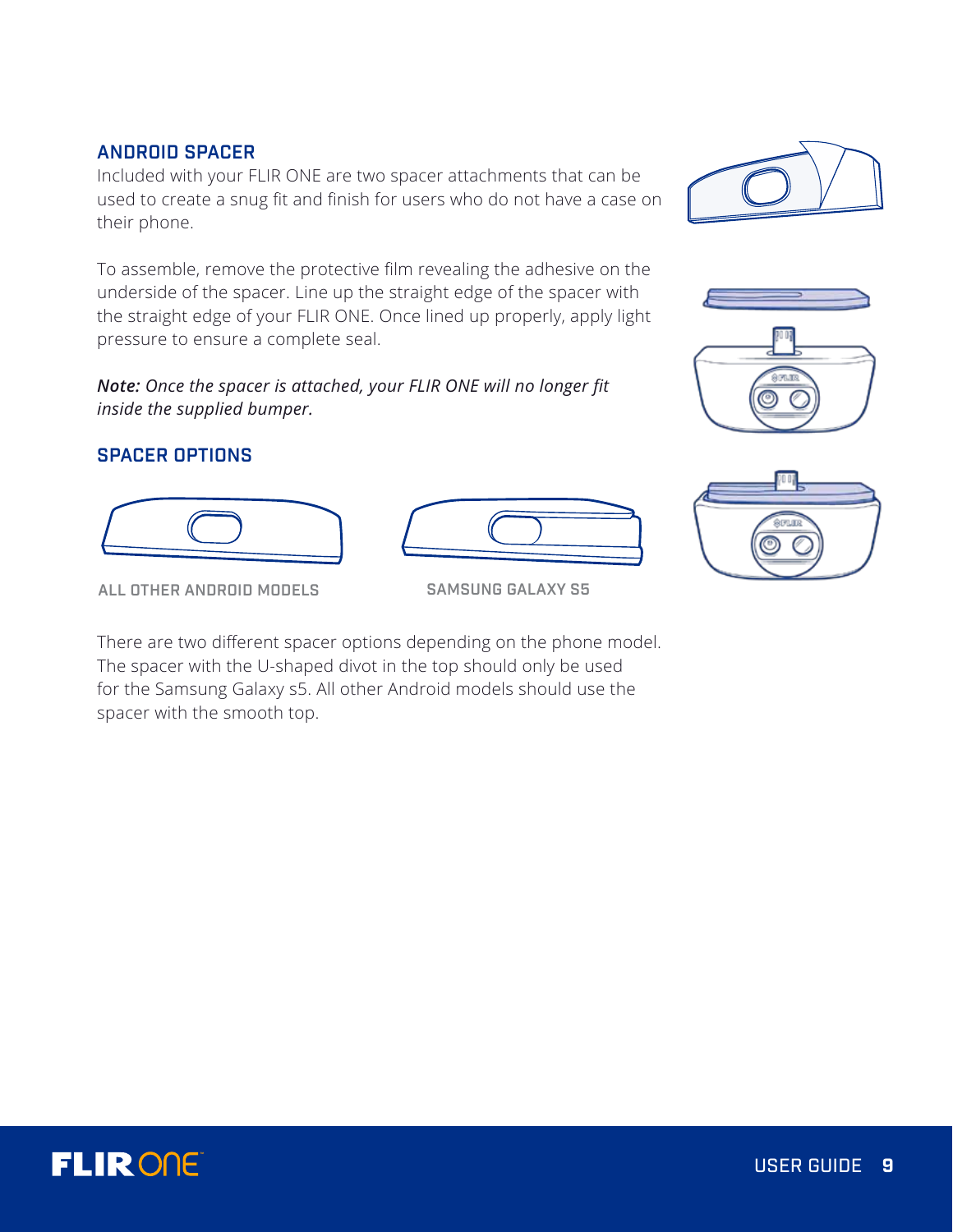## ANDROID SPACER

Included with your FLIR ONE are two spacer attachments that can be used to create a snug fit and finish for users who do not have a case on their phone.

To assemble, remove the protective film revealing the adhesive on the underside of the spacer. Line up the straight edge of the spacer with the straight edge of your FLIR ONE. Once lined up properly, apply light pressure to ensure a complete seal.

***Note:** Once the spacer is attached, your FLIR ONE will no longer fit inside the supplied bumper.*

## SPACER OPTIONS

ALL OTHER ANDROID MODELS

SAMSUNG GALAXY S5

There are two different spacer options depending on the phone model. The spacer with the U-shaped divot in the top should only be used for the Samsung Galaxy s5. All other Android models should use the spacer with the smooth top.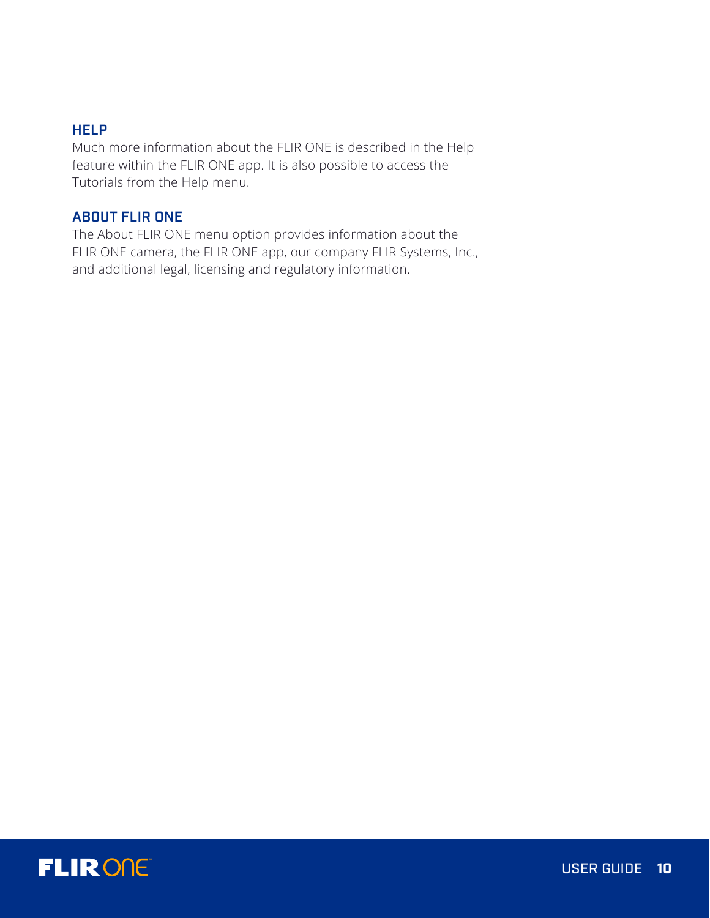## HELP

Much more information about the FLIR ONE is described in the Help feature within the FLIR ONE app. It is also possible to access the Tutorials from the Help menu.

## ABOUT FLIR ONE

The About FLIR ONE menu option provides information about the FLIR ONE camera, the FLIR ONE app, our company FLIR Systems, Inc., and additional legal, licensing and regulatory information.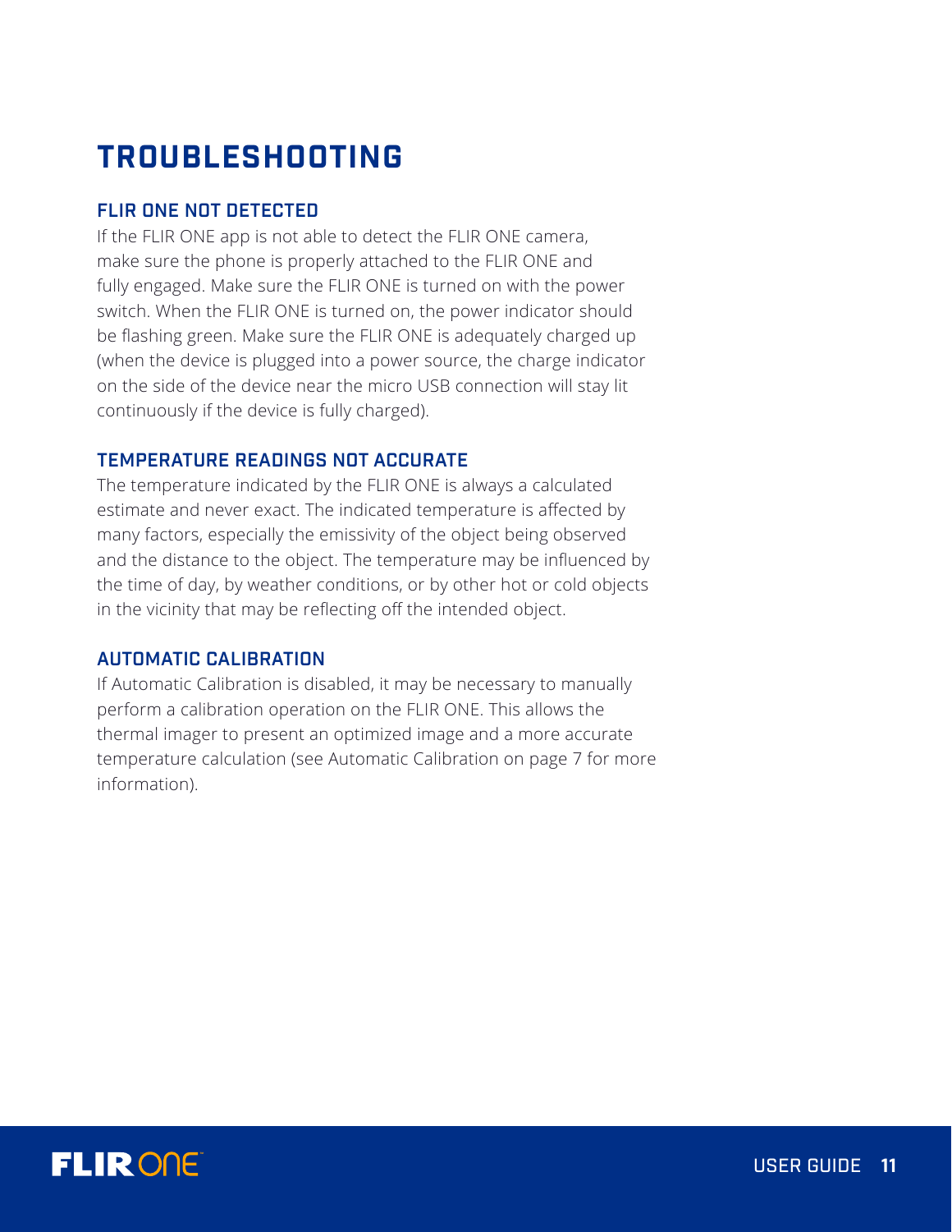# TROUBLESHOOTING

## FLIR ONE NOT DETECTED

If the FLIR ONE app is not able to detect the FLIR ONE camera, make sure the phone is properly attached to the FLIR ONE and fully engaged. Make sure the FLIR ONE is turned on with the power switch. When the FLIR ONE is turned on, the power indicator should be flashing green. Make sure the FLIR ONE is adequately charged up (when the device is plugged into a power source, the charge indicator on the side of the device near the micro USB connection will stay lit continuously if the device is fully charged).

## TEMPERATURE READINGS NOT ACCURATE

The temperature indicated by the FLIR ONE is always a calculated estimate and never exact. The indicated temperature is affected by many factors, especially the emissivity of the object being observed and the distance to the object. The temperature may be influenced by the time of day, by weather conditions, or by other hot or cold objects in the vicinity that may be reflecting off the intended object.

## AUTOMATIC CALIBRATION

If Automatic Calibration is disabled, it may be necessary to manually perform a calibration operation on the FLIR ONE. This allows the thermal imager to present an optimized image and a more accurate temperature calculation (see Automatic Calibration on page 7 for more information).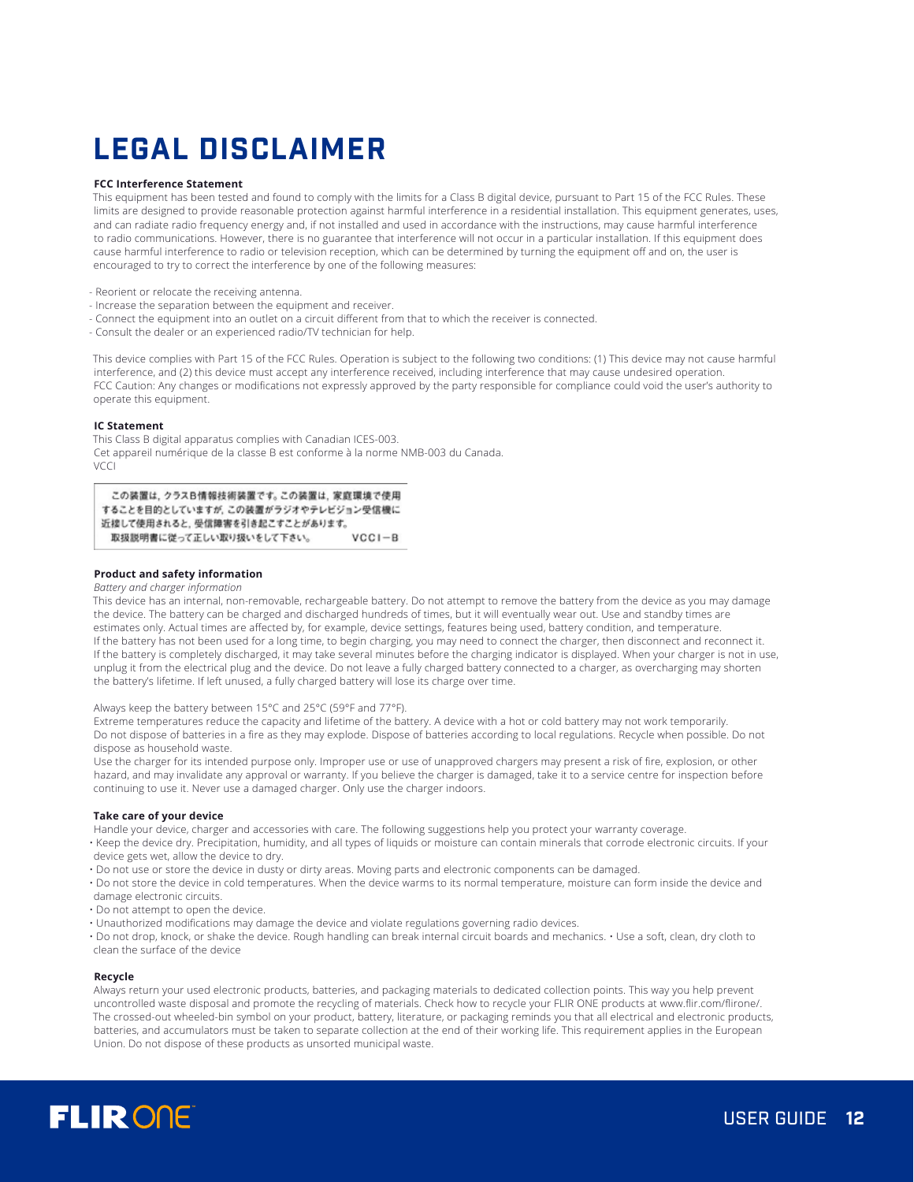# LEGAL DISCLAIMER

**FCC Interference Statement**

This equipment has been tested and found to comply with the limits for a Class B digital device, pursuant to Part 15 of the FCC Rules. These limits are designed to provide reasonable protection against harmful interference in a residential installation. This equipment generates, uses, and can radiate radio frequency energy and, if not installed and used in accordance with the instructions, may cause harmful interference to radio communications. However, there is no guarantee that interference will not occur in a particular installation. If this equipment does cause harmful interference to radio or television reception, which can be determined by turning the equipment off and on, the user is encouraged to try to correct the interference by one of the following measures:

- Reorient or relocate the receiving antenna.
- Increase the separation between the equipment and receiver.
- Connect the equipment into an outlet on a circuit different from that to which the receiver is connected.
- Consult the dealer or an experienced radio/TV technician for help.

This device complies with Part 15 of the FCC Rules. Operation is subject to the following two conditions: (1) This device may not cause harmful interference, and (2) this device must accept any interference received, including interference that may cause undesired operation.
FCC Caution: Any changes or modifications not expressly approved by the party responsible for compliance could void the user's authority to operate this equipment.

**IC Statement**

This Class B digital apparatus complies with Canadian ICES-003.
Cet appareil numérique de la classe B est conforme à la norme NMB-003 du Canada.
VCCI

この装置は，クラスB情報技術装置です。この装置は，家庭環境で使用することを目的としていますが，この装置がラジオやテレビジョン受信機に近接して使用されると，受信障害を引き起こすことがあります。
取扱説明書に従って正しい取り扱いをして下さい。 VCCI－B

**Product and safety information**

*Battery and charger information*

This device has an internal, non-removable, rechargeable battery. Do not attempt to remove the battery from the device as you may damage the device. The battery can be charged and discharged hundreds of times, but it will eventually wear out. Use and standby times are estimates only. Actual times are affected by, for example, device settings, features being used, battery condition, and temperature.
If the battery has not been used for a long time, to begin charging, you may need to connect the charger, then disconnect and reconnect it. If the battery is completely discharged, it may take several minutes before the charging indicator is displayed. When your charger is not in use, unplug it from the electrical plug and the device. Do not leave a fully charged battery connected to a charger, as overcharging may shorten the battery's lifetime. If left unused, a fully charged battery will lose its charge over time.

Always keep the battery between 15°C and 25°C (59°F and 77°F).
Extreme temperatures reduce the capacity and lifetime of the battery. A device with a hot or cold battery may not work temporarily.
Do not dispose of batteries in a fire as they may explode. Dispose of batteries according to local regulations. Recycle when possible. Do not dispose as household waste.
Use the charger for its intended purpose only. Improper use or use of unapproved chargers may present a risk of fire, explosion, or other hazard, and may invalidate any approval or warranty. If you believe the charger is damaged, take it to a service centre for inspection before continuing to use it. Never use a damaged charger. Only use the charger indoors.

**Take care of your device**

Handle your device, charger and accessories with care. The following suggestions help you protect your warranty coverage.

- Keep the device dry. Precipitation, humidity, and all types of liquids or moisture can contain minerals that corrode electronic circuits. If your device gets wet, allow the device to dry.
- Do not use or store the device in dusty or dirty areas. Moving parts and electronic components can be damaged.
- Do not store the device in cold temperatures. When the device warms to its normal temperature, moisture can form inside the device and damage electronic circuits.
- Do not attempt to open the device.
- Unauthorized modifications may damage the device and violate regulations governing radio devices.
- Do not drop, knock, or shake the device. Rough handling can break internal circuit boards and mechanics. • Use a soft, clean, dry cloth to clean the surface of the device

**Recycle**

Always return your used electronic products, batteries, and packaging materials to dedicated collection points. This way you help prevent uncontrolled waste disposal and promote the recycling of materials. Check how to recycle your FLIR ONE products at www.flir.com/flirone/.
The crossed-out wheeled-bin symbol on your product, battery, literature, or packaging reminds you that all electrical and electronic products, batteries, and accumulators must be taken to separate collection at the end of their working life. This requirement applies in the European Union. Do not dispose of these products as unsorted municipal waste.